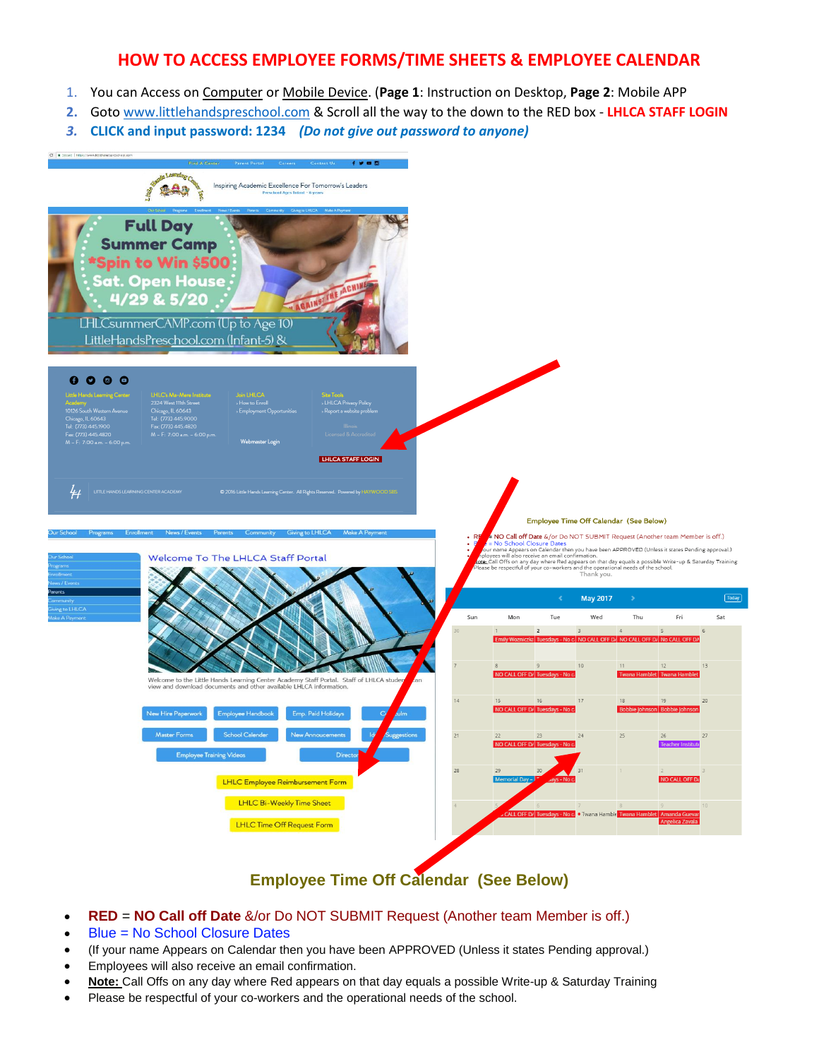# HOW TO ACCESS EMPLOYEE FORMS/TIME SHEETS & EMPLOYEE CALENDAR

1. You can Access on Computer or Mobile Device. (**Page 1**: Instruction on Desktop, **Page 2**: Mobile APP
2. Goto www.littlehandspreschool.com & Scroll all the way to the down to the RED box - **LHLCA STAFF LOGIN**
3. ***CLICK and input password: 1234*** *(Do not give out password to anyone)*

## Employee Time Off Calendar (See Below)

- **RED** = **NO Call off Date** &/or Do NOT SUBMIT Request (Another team Member is off.)
- Blue = No School Closure Dates
- (If your name Appears on Calendar then you have been APPROVED (Unless it states Pending approval.)
- Employees will also receive an email confirmation.
- **Note:** Call Offs on any day where Red appears on that day equals a possible Write-up & Saturday Training
- Please be respectful of your co-workers and the operational needs of the school.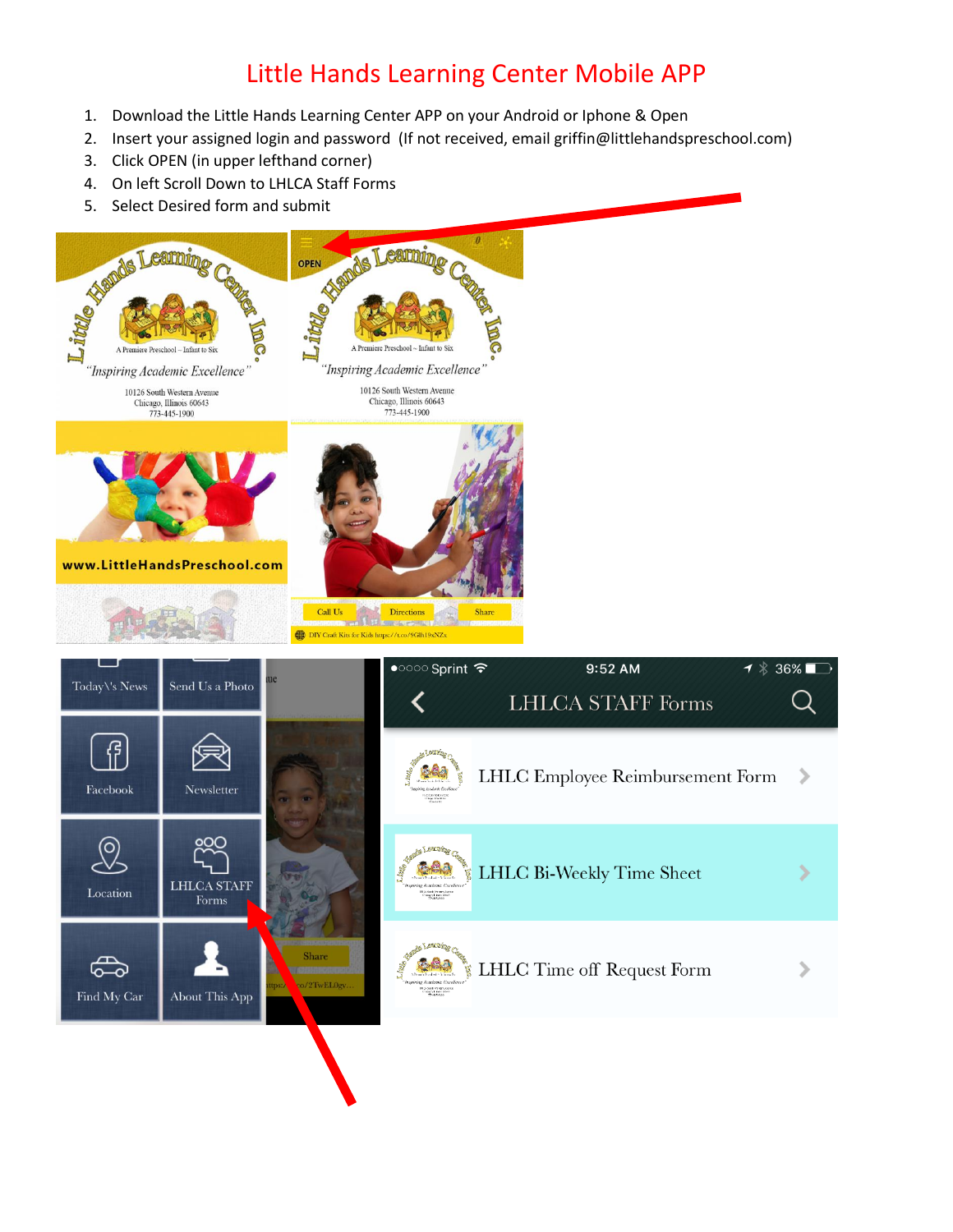# Little Hands Learning Center Mobile APP

1. Download the Little Hands Learning Center APP on your Android or Iphone & Open
2. Insert your assigned login and password (If not received, email griffin@littlehandspreschool.com)
3. Click OPEN (in upper lefthand corner)
4. On left Scroll Down to LHLCA Staff Forms
5. Select Desired form and submit